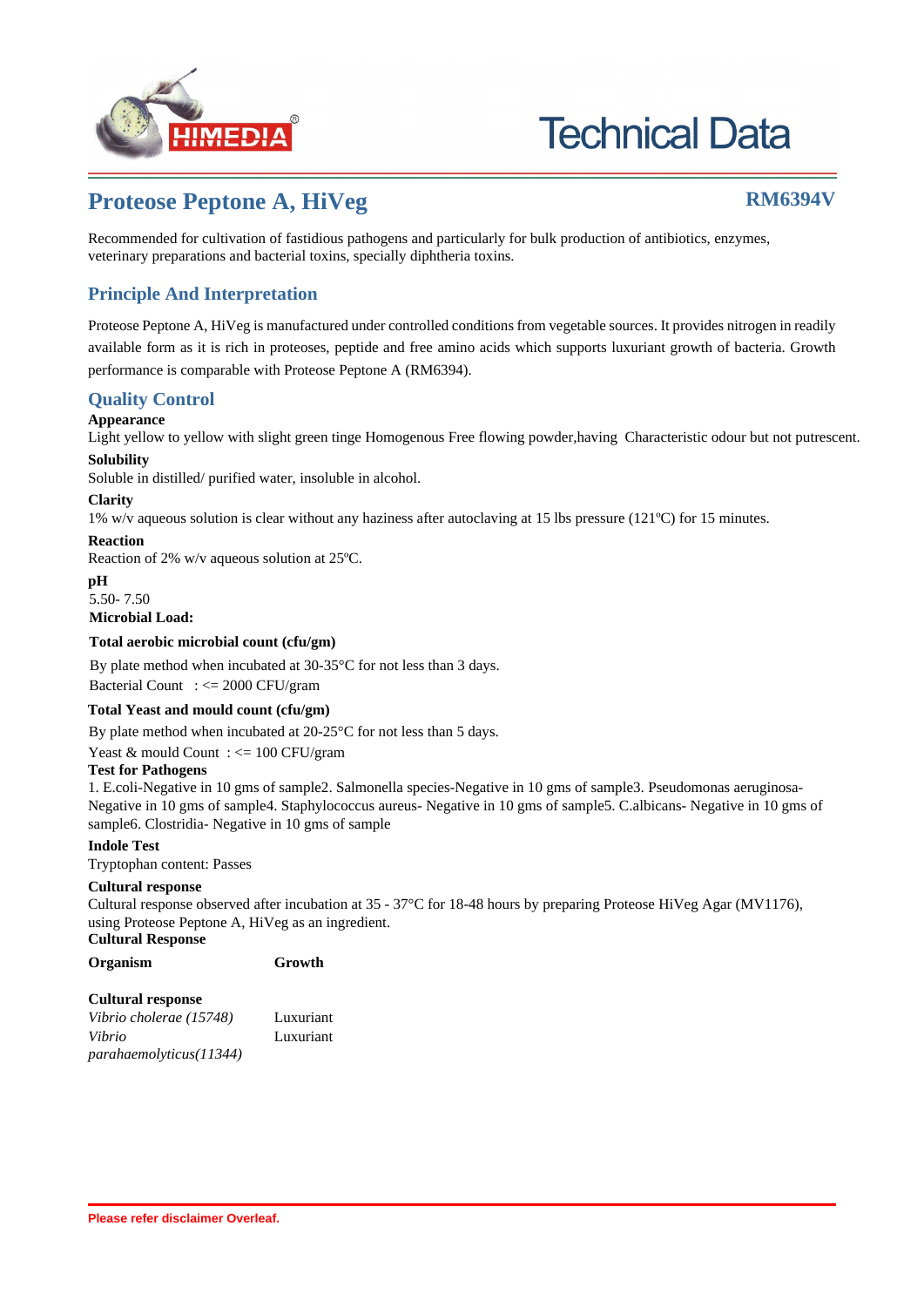# Technical Data

## Proteose Peptone A, HiVeg

**RM6394V**

Recommended for cultivation of fastidious pathogens and particularly for bulk production of antibiotics, enzymes, veterinary preparations and bacterial toxins, specially diphtheria toxins.

## Principle And Interpretation

Proteose Peptone A, HiVeg is manufactured under controlled conditions from vegetable sources. It provides nitrogen in readily available form as it is rich in proteoses, peptide and free amino acids which supports luxuriant growth of bacteria. Growth performance is comparable with Proteose Peptone A (RM6394).

## Quality Control

**Appearance**

Light yellow to yellow with slight green tinge Homogenous Free flowing powder,having Characteristic odour but not putrescent.

**Solubility**

Soluble in distilled/ purified water, insoluble in alcohol.

**Clarity**

1% w/v aqueous solution is clear without any haziness after autoclaving at 15 lbs pressure (121ºC) for 15 minutes.

**Reaction**

Reaction of 2% w/v aqueous solution at 25ºC.

**pH**

5.50- 7.50

**Microbial Load:**

**Total aerobic microbial count (cfu/gm)**

By plate method when incubated at 30-35°C for not less than 3 days.

Bacterial Count : <= 2000 CFU/gram

**Total Yeast and mould count (cfu/gm)**

By plate method when incubated at 20-25°C for not less than 5 days.

Yeast & mould Count : <= 100 CFU/gram

**Test for Pathogens**

1. E.coli-Negative in 10 gms of sample2. Salmonella species-Negative in 10 gms of sample3. Pseudomonas aeruginosa-Negative in 10 gms of sample4. Staphylococcus aureus- Negative in 10 gms of sample5. C.albicans- Negative in 10 gms of sample6. Clostridia- Negative in 10 gms of sample

**Indole Test**

Tryptophan content: Passes

**Cultural response**

Cultural response observed after incubation at 35 - 37°C for 18-48 hours by preparing Proteose HiVeg Agar (MV1176), using Proteose Peptone A, HiVeg as an ingredient.

**Cultural Response**

| Organism | Growth |
|---|---|
| **Cultural response** | |
| *Vibrio cholerae (15748)* | Luxuriant |
| *Vibrio parahaemolyticus(11344)* | Luxuriant |

Please refer disclaimer Overleaf.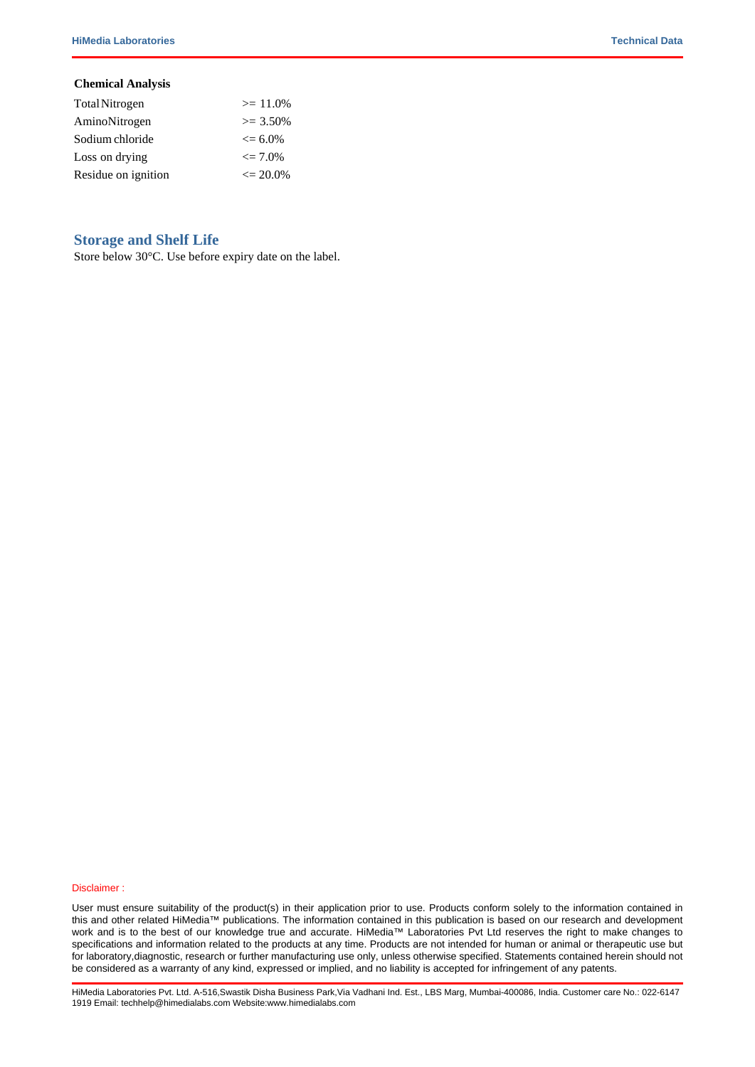**Chemical Analysis**

| | |
|---|---|
| Total Nitrogen | >= 11.0% |
| AminoNitrogen | >= 3.50% |
| Sodium chloride | <= 6.0% |
| Loss on drying | <= 7.0% |
| Residue on ignition | <= 20.0% |

## Storage and Shelf Life

Store below 30°C. Use before expiry date on the label.

Disclaimer :

User must ensure suitability of the product(s) in their application prior to use. Products conform solely to the information contained in this and other related HiMedia™ publications. The information contained in this publication is based on our research and development work and is to the best of our knowledge true and accurate. HiMedia™ Laboratories Pvt Ltd reserves the right to make changes to specifications and information related to the products at any time. Products are not intended for human or animal or therapeutic use but for laboratory,diagnostic, research or further manufacturing use only, unless otherwise specified. Statements contained herein should not be considered as a warranty of any kind, expressed or implied, and no liability is accepted for infringement of any patents.

HiMedia Laboratories Pvt. Ltd. A-516,Swastik Disha Business Park,Via Vadhani Ind. Est., LBS Marg, Mumbai-400086, India. Customer care No.: 022-6147 1919 Email: techhelp@himedialabs.com Website:www.himedialabs.com